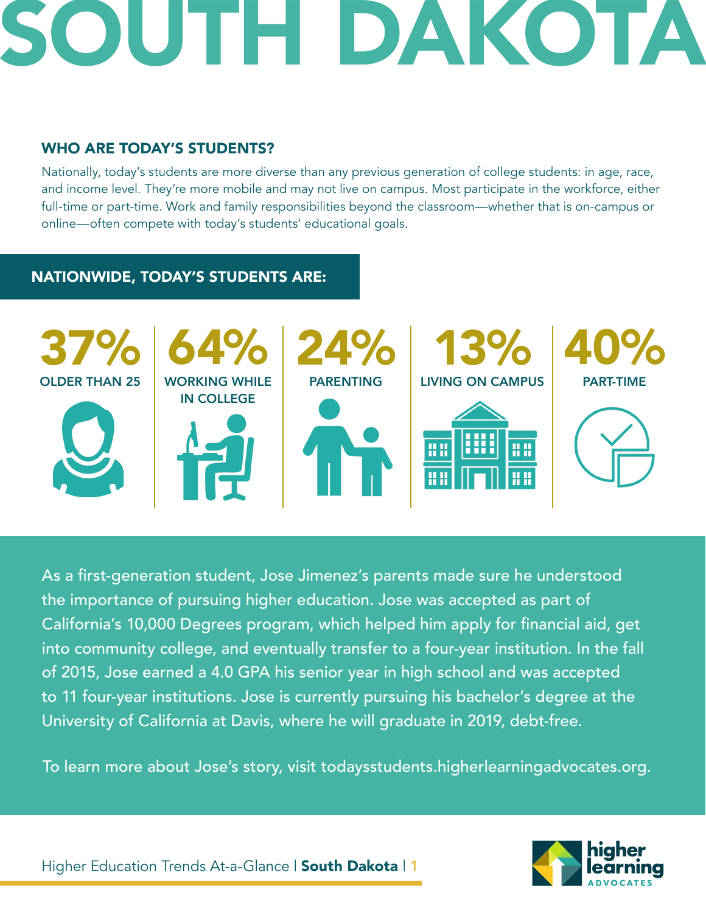# SOUTH DAKOTA

## WHO ARE TODAY'S STUDENTS?

Nationally, today's students are more diverse than any previous generation of college students: in age, race, and income level. They're more mobile and may not live on campus. Most participate in the workforce, either full-time or part-time. Work and family responsibilities beyond the classroom—whether that is on-campus or online—often compete with today's students' educational goals.

### NATIONWIDE, TODAY'S STUDENTS ARE:

- **37%** OLDER THAN 25
- **64%** WORKING WHILE IN COLLEGE
- **24%** PARENTING
- **13%** LIVING ON CAMPUS
- **40%** PART-TIME

As a first-generation student, Jose Jimenez's parents made sure he understood the importance of pursuing higher education. Jose was accepted as part of California's 10,000 Degrees program, which helped him apply for financial aid, get into community college, and eventually transfer to a four-year institution. In the fall of 2015, Jose earned a 4.0 GPA his senior year in high school and was accepted to 11 four-year institutions. Jose is currently pursuing his bachelor's degree at the University of California at Davis, where he will graduate in 2019, debt-free.

To learn more about Jose's story, visit todaysstudents.higherlearningadvocates.org.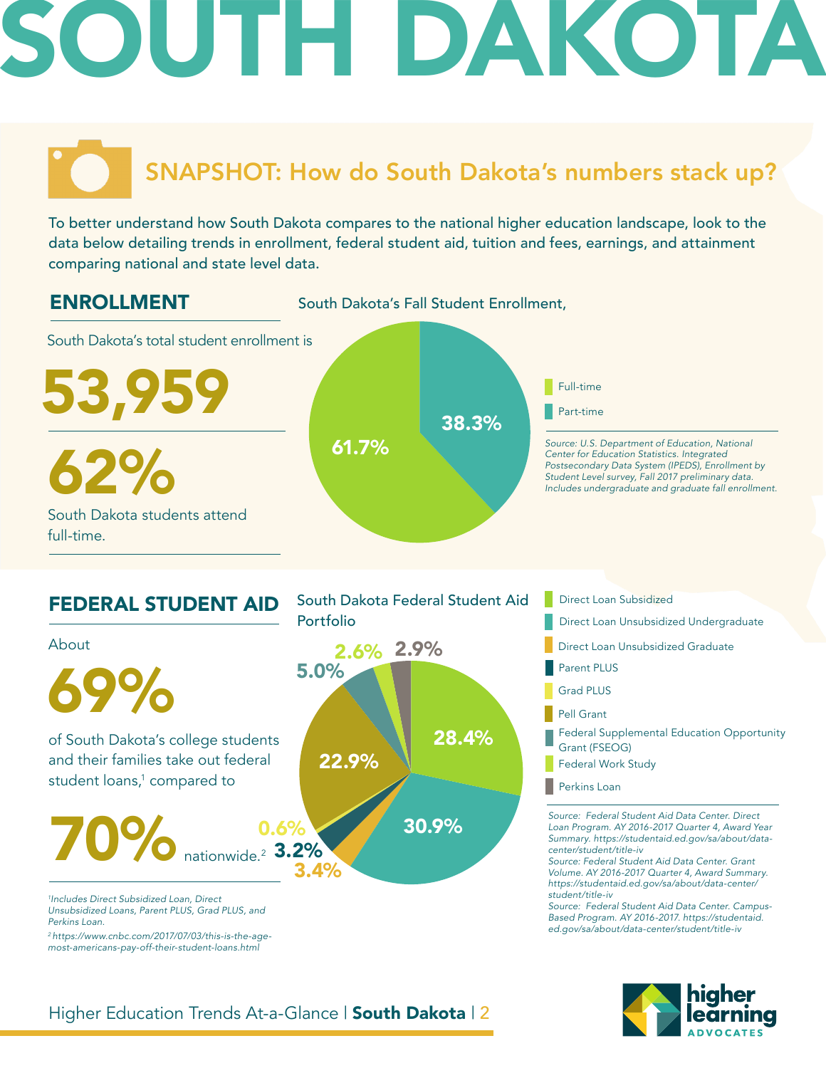# SOUTH DAKOTA

## SNAPSHOT: How do South Dakota's numbers stack up?

To better understand how South Dakota compares to the national higher education landscape, look to the data below detailing trends in enrollment, federal student aid, tuition and fees, earnings, and attainment comparing national and state level data.

## ENROLLMENT

South Dakota's total student enrollment is

**53,959**

**62%**

South Dakota students attend full-time.

South Dakota's Fall Student Enrollment,

| Status | Share |
|---|---|
| Full-time | 61.7% |
| Part-time | 38.3% |

*Source: U.S. Department of Education, National Center for Education Statistics. Integrated Postsecondary Data System (IPEDS), Enrollment by Student Level survey, Fall 2017 preliminary data. Includes undergraduate and graduate fall enrollment.*

## FEDERAL STUDENT AID

About

**69%**

of South Dakota's college students and their families take out federal student loans,[1] compared to

**70%** nationwide.[2]

South Dakota Federal Student Aid Portfolio

| Type | Share |
|---|---|
| Direct Loan Subsidized | 28.4% |
| Direct Loan Unsubsidized Undergraduate | 30.9% |
| Direct Loan Unsubsidized Graduate | 3.4% |
| Parent PLUS | 3.2% |
| Grad PLUS | 0.6% |
| Pell Grant | 22.9% |
| Federal Supplemental Education Opportunity Grant (FSEOG) | 5.0% |
| Federal Work Study | 2.6% |
| Perkins Loan | 2.9% |

*Source: Federal Student Aid Data Center. Direct Loan Program. AY 2016-2017 Quarter 4, Award Year Summary. https://studentaid.ed.gov/sa/about/data-center/student/title-iv*

*Source: Federal Student Aid Data Center. Grant Volume. AY 2016-2017 Quarter 4, Award Summary. https://studentaid.ed.gov/sa/about/data-center/student/title-iv*

*Source: Federal Student Aid Data Center. Campus-Based Program. AY 2016-2017. https://studentaid.ed.gov/sa/about/data-center/student/title-iv*

[1] *Includes Direct Subsidized Loan, Direct Unsubsidized Loans, Parent PLUS, Grad PLUS, and Perkins Loan.*

[2] *https://www.cnbc.com/2017/07/03/this-is-the-age-most-americans-pay-off-their-student-loans.html*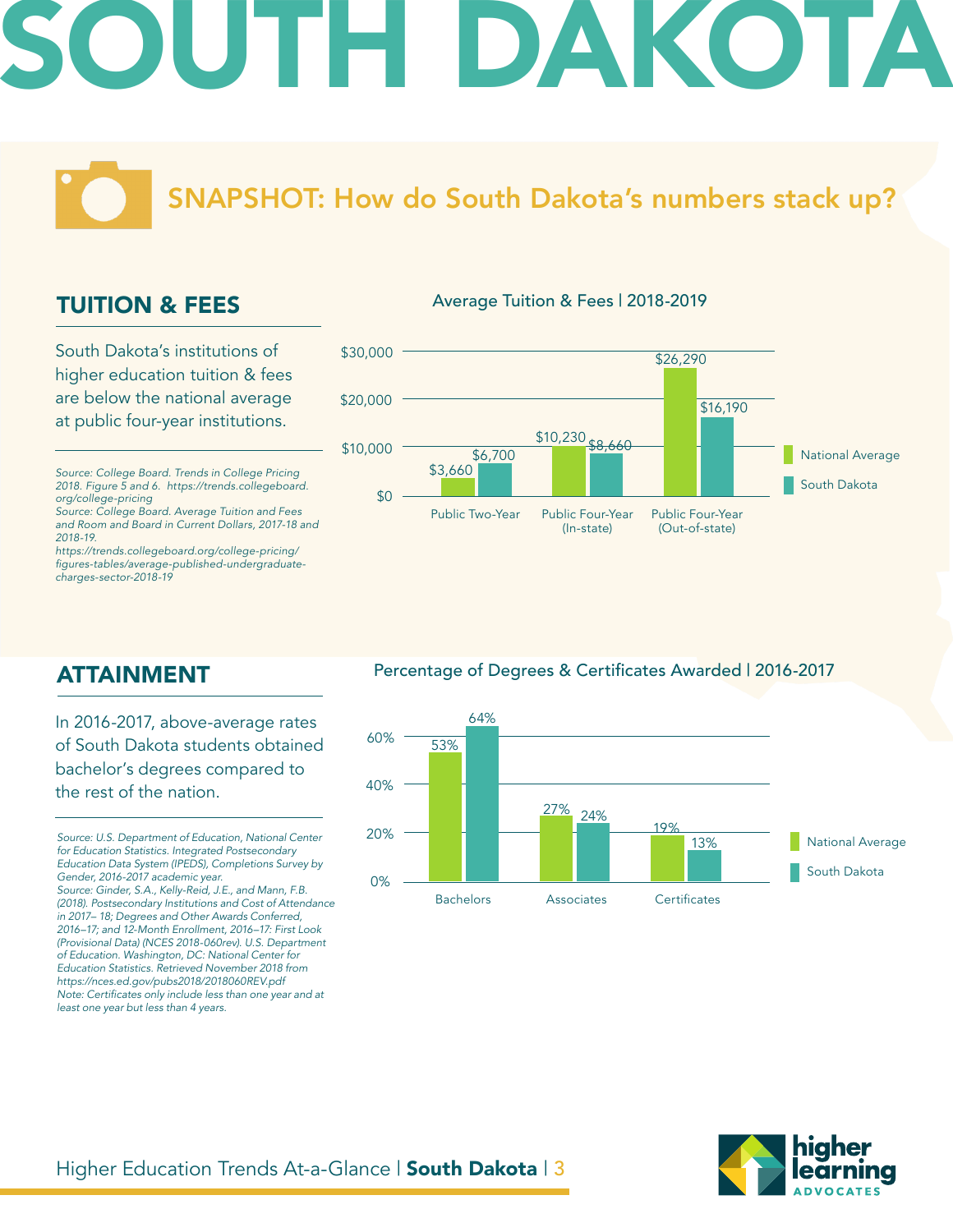# SOUTH DAKOTA

## SNAPSHOT: How do South Dakota's numbers stack up?

### TUITION & FEES

South Dakota's institutions of higher education tuition & fees are below the national average at public four-year institutions.

*Source: College Board. Trends in College Pricing 2018. Figure 5 and 6. https://trends.collegeboard.org/college-pricing*
*Source: College Board. Average Tuition and Fees and Room and Board in Current Dollars, 2017-18 and 2018-19. https://trends.collegeboard.org/college-pricing/figures-tables/average-published-undergraduate-charges-sector-2018-19*

**Average Tuition & Fees | 2018-2019**

| | National Average | South Dakota |
|---|---|---|
| Public Two-Year | $3,660 | $6,700 |
| Public Four-Year (In-state) | $10,230 | $8,660 |
| Public Four-Year (Out-of-state) | $26,290 | $16,190 |

### ATTAINMENT

In 2016-2017, above-average rates of South Dakota students obtained bachelor's degrees compared to the rest of the nation.

*Source: U.S. Department of Education, National Center for Education Statistics. Integrated Postsecondary Education Data System (IPEDS), Completions Survey by Gender, 2016-2017 academic year.*
*Source: Ginder, S.A., Kelly-Reid, J.E., and Mann, F.B. (2018). Postsecondary Institutions and Cost of Attendance in 2017– 18; Degrees and Other Awards Conferred, 2016–17; and 12-Month Enrollment, 2016–17: First Look (Provisional Data) (NCES 2018-060rev). U.S. Department of Education. Washington, DC: National Center for Education Statistics. Retrieved November 2018 from https://nces.ed.gov/pubs2018/2018060REV.pdf*
*Note: Certificates only include less than one year and at least one year but less than 4 years.*

**Percentage of Degrees & Certificates Awarded | 2016-2017**

| | National Average | South Dakota |
|---|---|---|
| Bachelors | 53% | 64% |
| Associates | 27% | 24% |
| Certificates | 19% | 13% |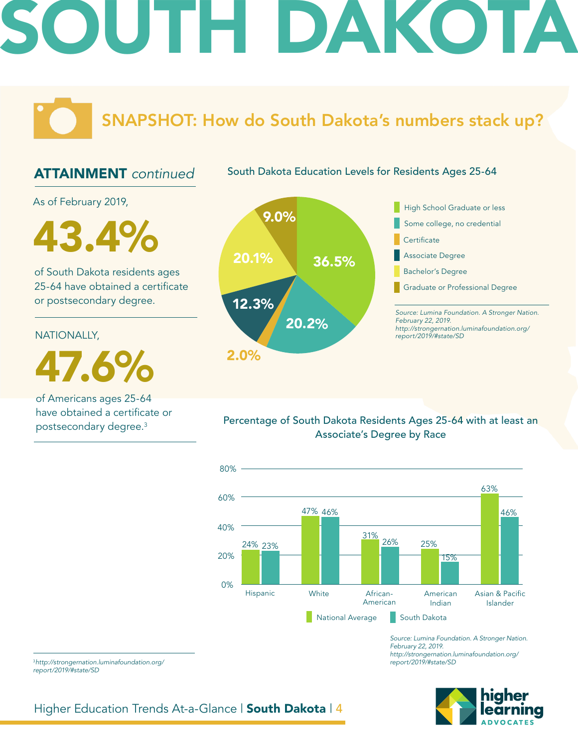# SOUTH DAKOTA

## SNAPSHOT: How do South Dakota's numbers stack up?

### ATTAINMENT *continued*

As of February 2019,

**43.4%**

of South Dakota residents ages 25-64 have obtained a certificate or postsecondary degree.

NATIONALLY,

**47.6%**

of Americans ages 25-64 have obtained a certificate or postsecondary degree.[3]

**South Dakota Education Levels for Residents Ages 25-64**

| Education Level | Percentage |
| --- | --- |
| High School Graduate or less | 36.5% |
| Some college, no credential | 20.2% |
| Certificate | 2.0% |
| Associate Degree | 12.3% |
| Bachelor's Degree | 20.1% |
| Graduate or Professional Degree | 9.0% |

*Source: Lumina Foundation. A Stronger Nation. February 22, 2019. http://strongernation.luminafoundation.org/report/2019/#state/SD*

**Percentage of South Dakota Residents Ages 25-64 with at least an Associate's Degree by Race**

| Race | National Average | South Dakota |
| --- | --- | --- |
| Hispanic | 24% | 23% |
| White | 47% | 46% |
| African-American | 31% | 26% |
| American Indian | 25% | 15% |
| Asian & Pacific Islander | 63% | 46% |

*Source: Lumina Foundation. A Stronger Nation. February 22, 2019. http://strongernation.luminafoundation.org/report/2019/#state/SD*

[3] http://strongernation.luminafoundation.org/report/2019/#state/SD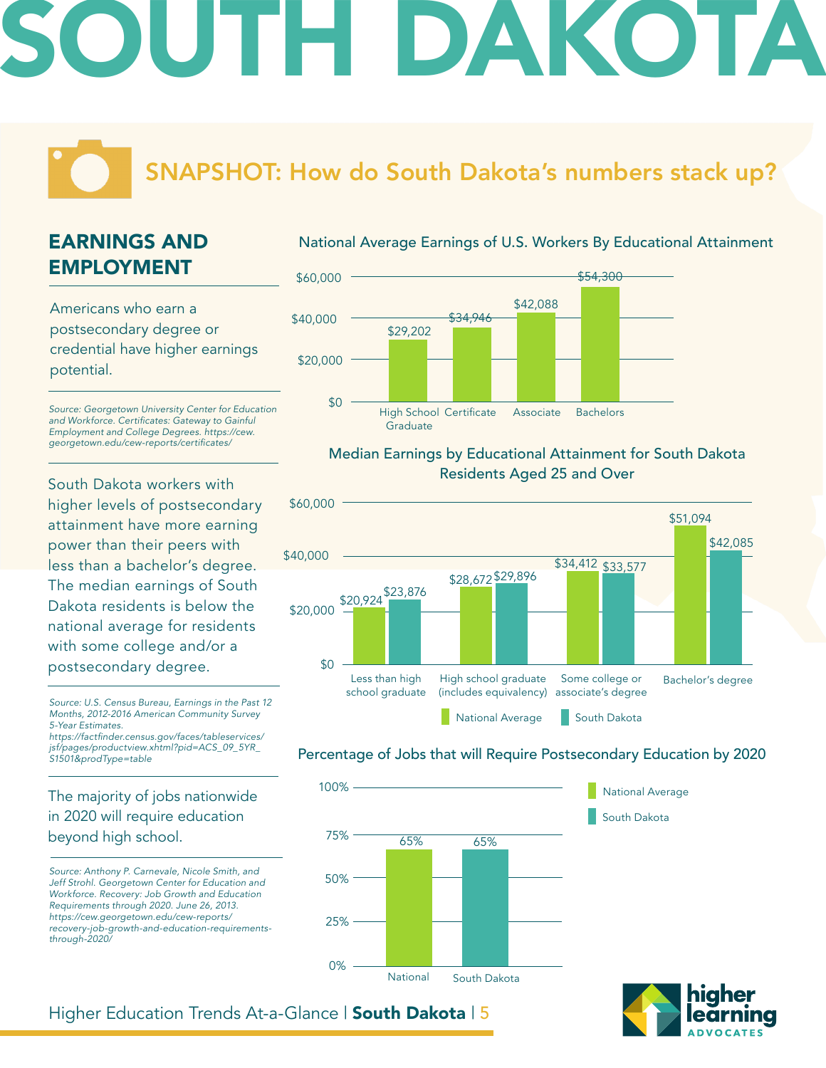# SOUTH DAKOTA

## SNAPSHOT: How do South Dakota's numbers stack up?

### EARNINGS AND EMPLOYMENT

Americans who earn a postsecondary degree or credential have higher earnings potential.

*Source: Georgetown University Center for Education and Workforce. Certificates: Gateway to Gainful Employment and College Degrees. https://cew.georgetown.edu/cew-reports/certificates/*

**National Average Earnings of U.S. Workers By Educational Attainment**

| Educational Attainment | Earnings |
|---|---|
| High School Graduate | $29,202 |
| Certificate | $34,946 |
| Associate | $42,088 |
| Bachelors | $54,300 |

South Dakota workers with higher levels of postsecondary attainment have more earning power than their peers with less than a bachelor's degree. The median earnings of South Dakota residents is below the national average for residents with some college and/or a postsecondary degree.

*Source: U.S. Census Bureau, Earnings in the Past 12 Months, 2012-2016 American Community Survey 5-Year Estimates. https://factfinder.census.gov/faces/tableservices/jsf/pages/productview.xhtml?pid=ACS_09_5YR_S1501&prodType=table*

**Median Earnings by Educational Attainment for South Dakota Residents Aged 25 and Over**

| Educational Attainment | National Average | South Dakota |
|---|---|---|
| Less than high school graduate | $20,924 | $23,876 |
| High school graduate (includes equivalency) | $28,672 | $29,896 |
| Some college or associate's degree | $34,412 | $33,577 |
| Bachelor's degree | $51,094 | $42,085 |

The majority of jobs nationwide in 2020 will require education beyond high school.

*Source: Anthony P. Carnevale, Nicole Smith, and Jeff Strohl. Georgetown Center for Education and Workforce. Recovery: Job Growth and Education Requirements through 2020. June 26, 2013. https://cew.georgetown.edu/cew-reports/recovery-job-growth-and-education-requirements-through-2020/*

**Percentage of Jobs that will Require Postsecondary Education by 2020**

| | Percentage |
|---|---|
| National | 65% |
| South Dakota | 65% |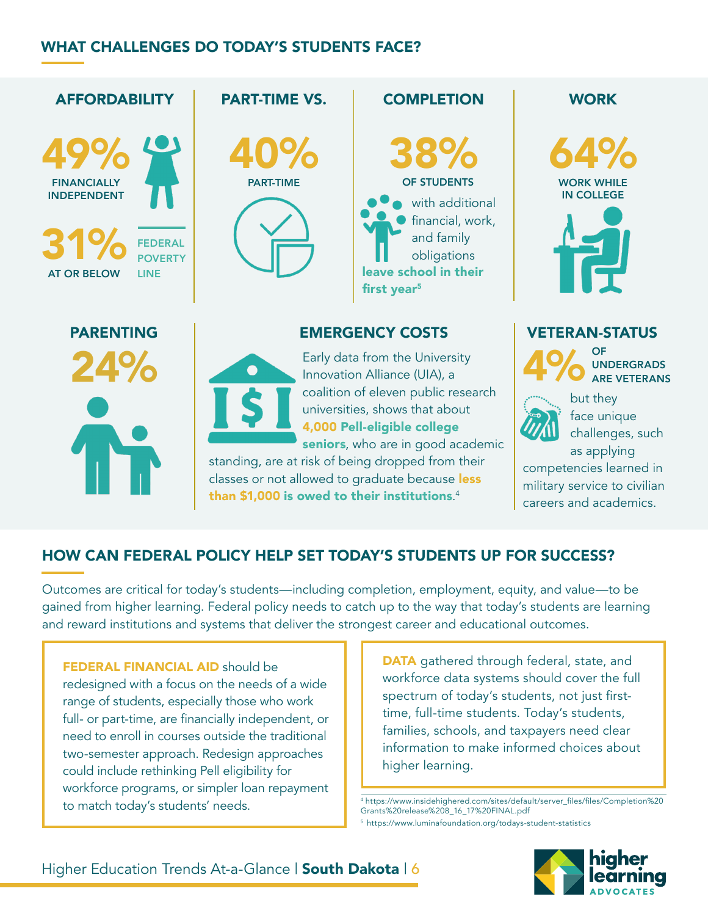## WHAT CHALLENGES DO TODAY'S STUDENTS FACE?

### AFFORDABILITY

**49%** FINANCIALLY INDEPENDENT

**31%** AT OR BELOW FEDERAL POVERTY LINE

### PART-TIME VS.

**40%** PART-TIME

### COMPLETION

**38%** OF STUDENTS with additional financial, work, and family obligations **leave school in their first year**[5]

### WORK

**64%** WORK WHILE IN COLLEGE

### PARENTING

**24%**

### EMERGENCY COSTS

Early data from the University Innovation Alliance (UIA), a coalition of eleven public research universities, shows that about **4,000 Pell-eligible college seniors**, who are in good academic standing, are at risk of being dropped from their classes or not allowed to graduate because **less than $1,000 is owed to their institutions.**[4]

### VETERAN-STATUS

**4%** OF UNDERGRADS ARE VETERANS

but they face unique challenges, such as applying competencies learned in military service to civilian careers and academics.

## HOW CAN FEDERAL POLICY HELP SET TODAY'S STUDENTS UP FOR SUCCESS?

Outcomes are critical for today's students—including completion, employment, equity, and value—to be gained from higher learning. Federal policy needs to catch up to the way that today's students are learning and reward institutions and systems that deliver the strongest career and educational outcomes.

**FEDERAL FINANCIAL AID** should be redesigned with a focus on the needs of a wide range of students, especially those who work full- or part-time, are financially independent, or need to enroll in courses outside the traditional two-semester approach. Redesign approaches could include rethinking Pell eligibility for workforce programs, or simpler loan repayment to match today's students' needs.

**DATA** gathered through federal, state, and workforce data systems should cover the full spectrum of today's students, not just first-time, full-time students. Today's students, families, schools, and taxpayers need clear information to make informed choices about higher learning.

[4] https://www.insidehighered.com/sites/default/server_files/files/Completion%20Grants%20release%208_16_17%20FINAL.pdf

[5] https://www.luminafoundation.org/todays-student-statistics